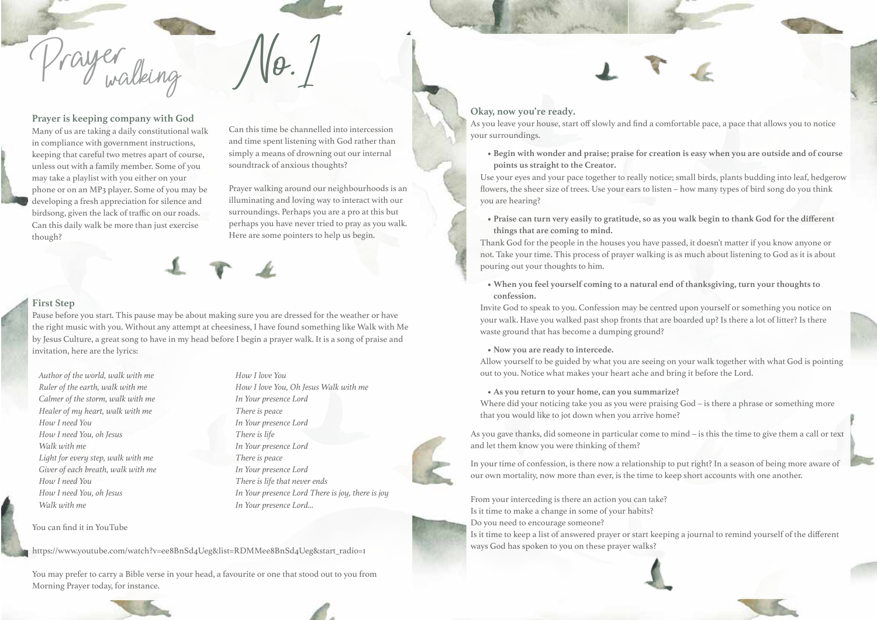# Prayer walking No. 1

## Prayer is keeping company with God

Many of us are taking a daily constitutional walk in compliance with government instructions, keeping that careful two metres apart of course, unless out with a family member. Some of you may take a playlist with you either on your phone or on an MP3 player. Some of you may be developing a fresh appreciation for silence and birdsong, given the lack of traffic on our roads. Can this daily walk be more than just exercise though?

Can this time be channelled into intercession and time spent listening with God rather than simply a means of drowning out our internal soundtrack of anxious thoughts?

Prayer walking around our neighbourhoods is an illuminating and loving way to interact with our surroundings. Perhaps you are a pro at this but perhaps you have never tried to pray as you walk. Here are some pointers to help us begin.

## First Step

Pause before you start. This pause may be about making sure you are dressed for the weather or have the right music with you. Without any attempt at cheesiness, I have found something like Walk with Me by Jesus Culture, a great song to have in my head before I begin a prayer walk. It is a song of praise and invitation, here are the lyrics:

*Author of the world, walk with me*
*Ruler of the earth, walk with me*
*Calmer of the storm, walk with me*
*Healer of my heart, walk with me*
*How I need You*
*How I need You, oh Jesus*
*Walk with me*
*Light for every step, walk with me*
*Giver of each breath, walk with me*
*How I need You*
*How I need You, oh Jesus*
*Walk with me*

*How I love You*
*How I love You, Oh Jesus Walk with me*
*In Your presence Lord*
*There is peace*
*In Your presence Lord*
*There is life*
*In Your presence Lord*
*There is peace*
*In Your presence Lord*
*There is life that never ends*
*In Your presence Lord There is joy, there is joy*
*In Your presence Lord...*

You can find it in YouTube

https://www.youtube.com/watch?v=ee8BnSd4Ueg&list=RDMMee8BnSd4Ueg&start_radio=1

You may prefer to carry a Bible verse in your head, a favourite or one that stood out to you from Morning Prayer today, for instance.

## Okay, now you're ready.

As you leave your house, start off slowly and find a comfortable pace, a pace that allows you to notice your surroundings.

- **Begin with wonder and praise; praise for creation is easy when you are outside and of course points us straight to the Creator.**

Use your eyes and your pace together to really notice; small birds, plants budding into leaf, hedgerow flowers, the sheer size of trees. Use your ears to listen – how many types of bird song do you think you are hearing?

- **Praise can turn very easily to gratitude, so as you walk begin to thank God for the different things that are coming to mind.**

Thank God for the people in the houses you have passed, it doesn't matter if you know anyone or not. Take your time. This process of prayer walking is as much about listening to God as it is about pouring out your thoughts to him.

- **When you feel yourself coming to a natural end of thanksgiving, turn your thoughts to confession.**

Invite God to speak to you. Confession may be centred upon yourself or something you notice on your walk. Have you walked past shop fronts that are boarded up? Is there a lot of litter? Is there waste ground that has become a dumping ground?

- **Now you are ready to intercede.**

Allow yourself to be guided by what you are seeing on your walk together with what God is pointing out to you. Notice what makes your heart ache and bring it before the Lord.

- **As you return to your home, can you summarize?**

Where did your noticing take you as you were praising God – is there a phrase or something more that you would like to jot down when you arrive home?

As you gave thanks, did someone in particular come to mind – is this the time to give them a call or text and let them know you were thinking of them?

In your time of confession, is there now a relationship to put right? In a season of being more aware of our own mortality, now more than ever, is the time to keep short accounts with one another.

From your interceding is there an action you can take?
Is it time to make a change in some of your habits?
Do you need to encourage someone?
Is it time to keep a list of answered prayer or start keeping a journal to remind yourself of the different ways God has spoken to you on these prayer walks?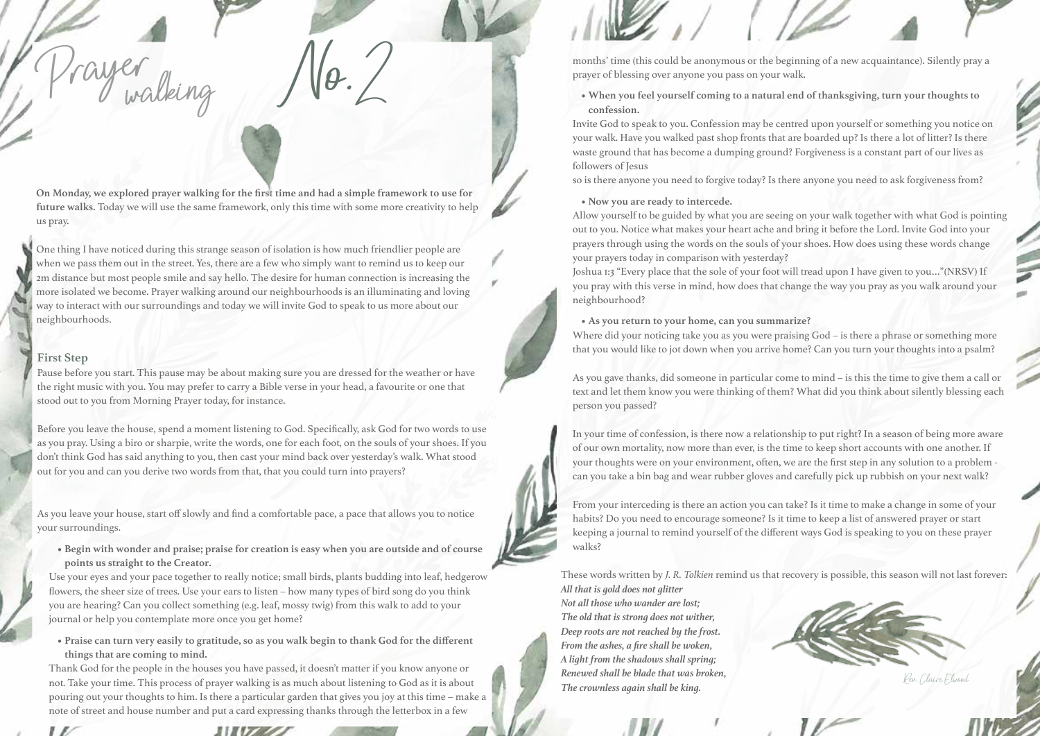# Prayer walking No. 2

**On Monday, we explored prayer walking for the first time and had a simple framework to use for future walks.** Today we will use the same framework, only this time with some more creativity to help us pray.

One thing I have noticed during this strange season of isolation is how much friendlier people are when we pass them out in the street. Yes, there are a few who simply want to remind us to keep our 2m distance but most people smile and say hello. The desire for human connection is increasing the more isolated we become. Prayer walking around our neighbourhoods is an illuminating and loving way to interact with our surroundings and today we will invite God to speak to us more about our neighbourhoods.

## First Step

Pause before you start. This pause may be about making sure you are dressed for the weather or have the right music with you. You may prefer to carry a Bible verse in your head, a favourite or one that stood out to you from Morning Prayer today, for instance.

Before you leave the house, spend a moment listening to God. Specifically, ask God for two words to use as you pray. Using a biro or sharpie, write the words, one for each foot, on the souls of your shoes. If you don't think God has said anything to you, then cast your mind back over yesterday's walk. What stood out for you and can you derive two words from that, that you could turn into prayers?

As you leave your house, start off slowly and find a comfortable pace, a pace that allows you to notice your surroundings.

- **Begin with wonder and praise; praise for creation is easy when you are outside and of course points us straight to the Creator.**

Use your eyes and your pace together to really notice; small birds, plants budding into leaf, hedgerow flowers, the sheer size of trees. Use your ears to listen – how many types of bird song do you think you are hearing? Can you collect something (e.g. leaf, mossy twig) from this walk to add to your journal or help you contemplate more once you get home?

- **Praise can turn very easily to gratitude, so as you walk begin to thank God for the different things that are coming to mind.**

Thank God for the people in the houses you have passed, it doesn't matter if you know anyone or not. Take your time. This process of prayer walking is as much about listening to God as it is about pouring out your thoughts to him. Is there a particular garden that gives you joy at this time – make a note of street and house number and put a card expressing thanks through the letterbox in a few months' time (this could be anonymous or the beginning of a new acquaintance). Silently pray a prayer of blessing over anyone you pass on your walk.

- **When you feel yourself coming to a natural end of thanksgiving, turn your thoughts to confession.**

Invite God to speak to you. Confession may be centred upon yourself or something you notice on your walk. Have you walked past shop fronts that are boarded up? Is there a lot of litter? Is there waste ground that has become a dumping ground? Forgiveness is a constant part of our lives as followers of Jesus
so is there anyone you need to forgive today? Is there anyone you need to ask forgiveness from?

- **Now you are ready to intercede.**

Allow yourself to be guided by what you are seeing on your walk together with what God is pointing out to you. Notice what makes your heart ache and bring it before the Lord. Invite God into your prayers through using the words on the souls of your shoes. How does using these words change your prayers today in comparison with yesterday?
Joshua 1:3 "Every place that the sole of your foot will tread upon I have given to you…"(NRSV) If you pray with this verse in mind, how does that change the way you pray as you walk around your neighbourhood?

- **As you return to your home, can you summarize?**

Where did your noticing take you as you were praising God – is there a phrase or something more that you would like to jot down when you arrive home? Can you turn your thoughts into a psalm?

As you gave thanks, did someone in particular come to mind – is this the time to give them a call or text and let them know you were thinking of them? What did you think about silently blessing each person you passed?

In your time of confession, is there now a relationship to put right? In a season of being more aware of our own mortality, now more than ever, is the time to keep short accounts with one another. If your thoughts were on your environment, often, we are the first step in any solution to a problem - can you take a bin bag and wear rubber gloves and carefully pick up rubbish on your next walk?

From your interceding is there an action you can take? Is it time to make a change in some of your habits? Do you need to encourage someone? Is it time to keep a list of answered prayer or start keeping a journal to remind yourself of the different ways God is speaking to you on these prayer walks?

These words written by *J. R. Tolkien* remind us that recovery is possible, this season will not last forever:

***All that is gold does not glitter***
***Not all those who wander are lost;***
***The old that is strong does not wither,***
***Deep roots are not reached by the frost.***
***From the ashes, a fire shall be woken,***
***A light from the shadows shall spring;***
***Renewed shall be blade that was broken,***
***The crownless again shall be king.***

Rev Claire Elwood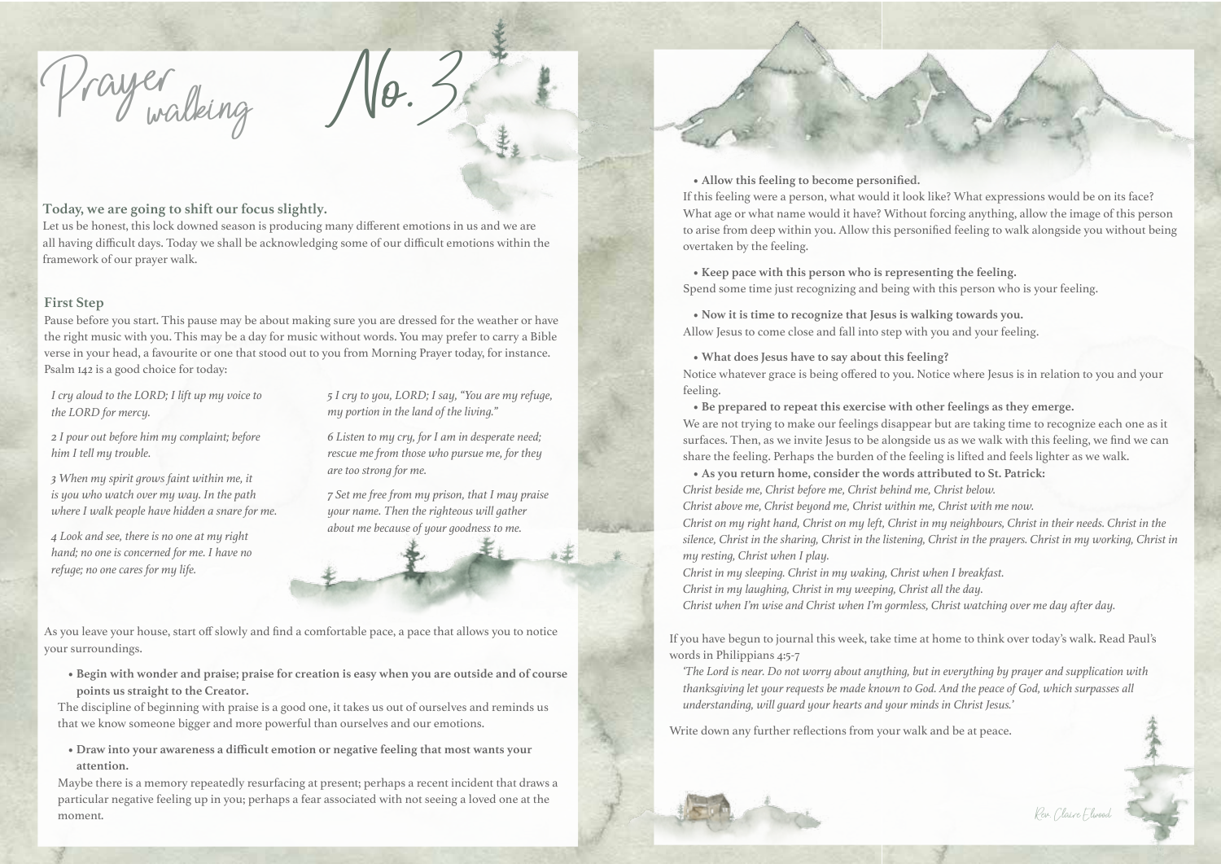# Prayer walking No. 3

**Today, we are going to shift our focus slightly.**

Let us be honest, this lock downed season is producing many different emotions in us and we are all having difficult days. Today we shall be acknowledging some of our difficult emotions within the framework of our prayer walk.

## First Step

Pause before you start. This pause may be about making sure you are dressed for the weather or have the right music with you. This may be a day for music without words. You may prefer to carry a Bible verse in your head, a favourite or one that stood out to you from Morning Prayer today, for instance. Psalm 142 is a good choice for today:

*I cry aloud to the LORD; I lift up my voice to the LORD for mercy.*

*2 I pour out before him my complaint; before him I tell my trouble.*

*3 When my spirit grows faint within me, it is you who watch over my way. In the path where I walk people have hidden a snare for me.*

*4 Look and see, there is no one at my right hand; no one is concerned for me. I have no refuge; no one cares for my life.*

*5 I cry to you, LORD; I say, "You are my refuge, my portion in the land of the living."*

*6 Listen to my cry, for I am in desperate need; rescue me from those who pursue me, for they are too strong for me.*

*7 Set me free from my prison, that I may praise your name. Then the righteous will gather about me because of your goodness to me.*

As you leave your house, start off slowly and find a comfortable pace, a pace that allows you to notice your surroundings.

- **Begin with wonder and praise; praise for creation is easy when you are outside and of course points us straight to the Creator.**

The discipline of beginning with praise is a good one, it takes us out of ourselves and reminds us that we know someone bigger and more powerful than ourselves and our emotions.

- **Draw into your awareness a difficult emotion or negative feeling that most wants your attention.**

Maybe there is a memory repeatedly resurfacing at present; perhaps a recent incident that draws a particular negative feeling up in you; perhaps a fear associated with not seeing a loved one at the moment.

- **Allow this feeling to become personified.**

If this feeling were a person, what would it look like? What expressions would be on its face? What age or what name would it have? Without forcing anything, allow the image of this person to arise from deep within you. Allow this personified feeling to walk alongside you without being overtaken by the feeling.

- **Keep pace with this person who is representing the feeling.**

Spend some time just recognizing and being with this person who is your feeling.

- **Now it is time to recognize that Jesus is walking towards you.**

Allow Jesus to come close and fall into step with you and your feeling.

- **What does Jesus have to say about this feeling?**

Notice whatever grace is being offered to you. Notice where Jesus is in relation to you and your feeling.

- **Be prepared to repeat this exercise with other feelings as they emerge.**

We are not trying to make our feelings disappear but are taking time to recognize each one as it surfaces. Then, as we invite Jesus to be alongside us as we walk with this feeling, we find we can share the feeling. Perhaps the burden of the feeling is lifted and feels lighter as we walk.

- **As you return home, consider the words attributed to St. Patrick:**

*Christ beside me, Christ before me, Christ behind me, Christ below.*
*Christ above me, Christ beyond me, Christ within me, Christ with me now.*
*Christ on my right hand, Christ on my left, Christ in my neighbours, Christ in their needs. Christ in the silence, Christ in the sharing, Christ in the listening, Christ in the prayers. Christ in my working, Christ in my resting, Christ when I play.*
*Christ in my sleeping. Christ in my waking, Christ when I breakfast.*
*Christ in my laughing, Christ in my weeping, Christ all the day.*
*Christ when I'm wise and Christ when I'm gormless, Christ watching over me day after day.*

If you have begun to journal this week, take time at home to think over today's walk. Read Paul's words in Philippians 4:5-7

*'The Lord is near. Do not worry about anything, but in everything by prayer and supplication with thanksgiving let your requests be made known to God. And the peace of God, which surpasses all understanding, will guard your hearts and your minds in Christ Jesus.'*

Write down any further reflections from your walk and be at peace.

Rev. Claire Elwood